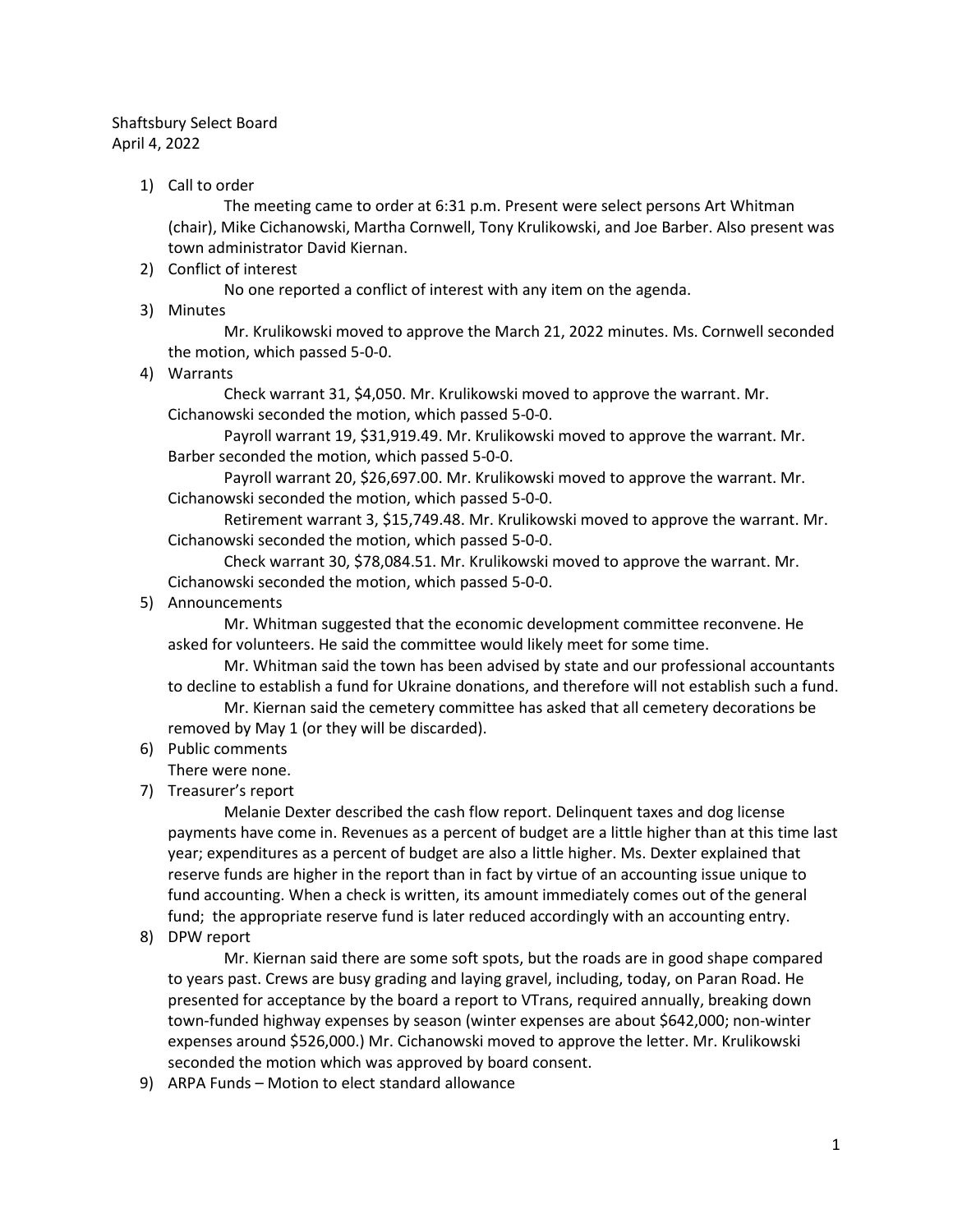Shaftsbury Select Board
April 4, 2022

1) Call to order

    The meeting came to order at 6:31 p.m. Present were select persons Art Whitman (chair), Mike Cichanowski, Martha Cornwell, Tony Krulikowski, and Joe Barber. Also present was town administrator David Kiernan.

2) Conflict of interest

    No one reported a conflict of interest with any item on the agenda.

3) Minutes

    Mr. Krulikowski moved to approve the March 21, 2022 minutes. Ms. Cornwell seconded the motion, which passed 5-0-0.

4) Warrants

    Check warrant 31, $4,050. Mr. Krulikowski moved to approve the warrant. Mr. Cichanowski seconded the motion, which passed 5-0-0.

    Payroll warrant 19, $31,919.49. Mr. Krulikowski moved to approve the warrant. Mr. Barber seconded the motion, which passed 5-0-0.

    Payroll warrant 20, $26,697.00. Mr. Krulikowski moved to approve the warrant. Mr. Cichanowski seconded the motion, which passed 5-0-0.

    Retirement warrant 3, $15,749.48. Mr. Krulikowski moved to approve the warrant. Mr. Cichanowski seconded the motion, which passed 5-0-0.

    Check warrant 30, $78,084.51. Mr. Krulikowski moved to approve the warrant. Mr. Cichanowski seconded the motion, which passed 5-0-0.

5) Announcements

    Mr. Whitman suggested that the economic development committee reconvene. He asked for volunteers. He said the committee would likely meet for some time.

    Mr. Whitman said the town has been advised by state and our professional accountants to decline to establish a fund for Ukraine donations, and therefore will not establish such a fund.

    Mr. Kiernan said the cemetery committee has asked that all cemetery decorations be removed by May 1 (or they will be discarded).

6) Public comments

    There were none.

7) Treasurer's report

    Melanie Dexter described the cash flow report. Delinquent taxes and dog license payments have come in. Revenues as a percent of budget are a little higher than at this time last year; expenditures as a percent of budget are also a little higher. Ms. Dexter explained that reserve funds are higher in the report than in fact by virtue of an accounting issue unique to fund accounting. When a check is written, its amount immediately comes out of the general fund; the appropriate reserve fund is later reduced accordingly with an accounting entry.

8) DPW report

    Mr. Kiernan said there are some soft spots, but the roads are in good shape compared to years past. Crews are busy grading and laying gravel, including, today, on Paran Road. He presented for acceptance by the board a report to VTrans, required annually, breaking down town-funded highway expenses by season (winter expenses are about $642,000; non-winter expenses around $526,000.) Mr. Cichanowski moved to approve the letter. Mr. Krulikowski seconded the motion which was approved by board consent.

9) ARPA Funds – Motion to elect standard allowance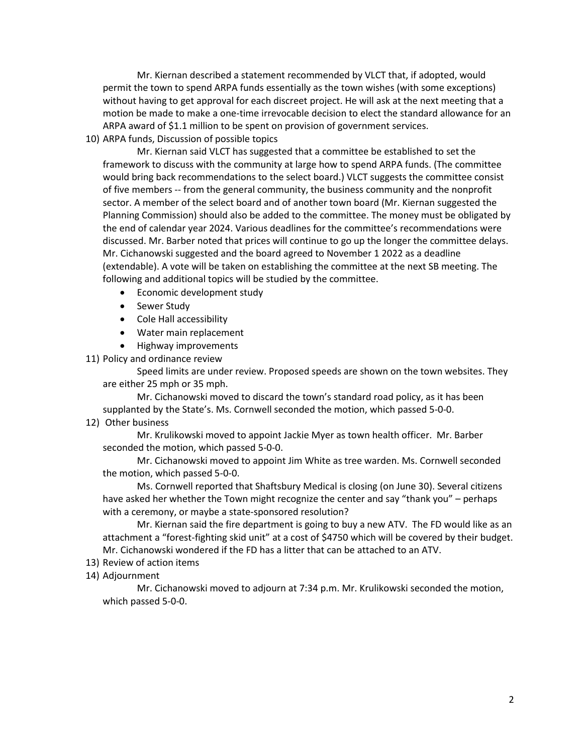Mr. Kiernan described a statement recommended by VLCT that, if adopted, would permit the town to spend ARPA funds essentially as the town wishes (with some exceptions) without having to get approval for each discreet project. He will ask at the next meeting that a motion be made to make a one-time irrevocable decision to elect the standard allowance for an ARPA award of $1.1 million to be spent on provision of government services.

10) ARPA funds, Discussion of possible topics

Mr. Kiernan said VLCT has suggested that a committee be established to set the framework to discuss with the community at large how to spend ARPA funds. (The committee would bring back recommendations to the select board.) VLCT suggests the committee consist of five members -- from the general community, the business community and the nonprofit sector. A member of the select board and of another town board (Mr. Kiernan suggested the Planning Commission) should also be added to the committee. The money must be obligated by the end of calendar year 2024. Various deadlines for the committee's recommendations were discussed. Mr. Barber noted that prices will continue to go up the longer the committee delays. Mr. Cichanowski suggested and the board agreed to November 1 2022 as a deadline (extendable). A vote will be taken on establishing the committee at the next SB meeting. The following and additional topics will be studied by the committee.

- Economic development study
- Sewer Study
- Cole Hall accessibility
- Water main replacement
- Highway improvements

11) Policy and ordinance review

Speed limits are under review. Proposed speeds are shown on the town websites. They are either 25 mph or 35 mph.

Mr. Cichanowski moved to discard the town's standard road policy, as it has been supplanted by the State's. Ms. Cornwell seconded the motion, which passed 5-0-0.

12) Other business

Mr. Krulikowski moved to appoint Jackie Myer as town health officer. Mr. Barber seconded the motion, which passed 5-0-0.

Mr. Cichanowski moved to appoint Jim White as tree warden. Ms. Cornwell seconded the motion, which passed 5-0-0.

Ms. Cornwell reported that Shaftsbury Medical is closing (on June 30). Several citizens have asked her whether the Town might recognize the center and say "thank you" – perhaps with a ceremony, or maybe a state-sponsored resolution?

Mr. Kiernan said the fire department is going to buy a new ATV. The FD would like as an attachment a "forest-fighting skid unit" at a cost of $4750 which will be covered by their budget. Mr. Cichanowski wondered if the FD has a litter that can be attached to an ATV.

13) Review of action items

14) Adjournment

Mr. Cichanowski moved to adjourn at 7:34 p.m. Mr. Krulikowski seconded the motion, which passed 5-0-0.